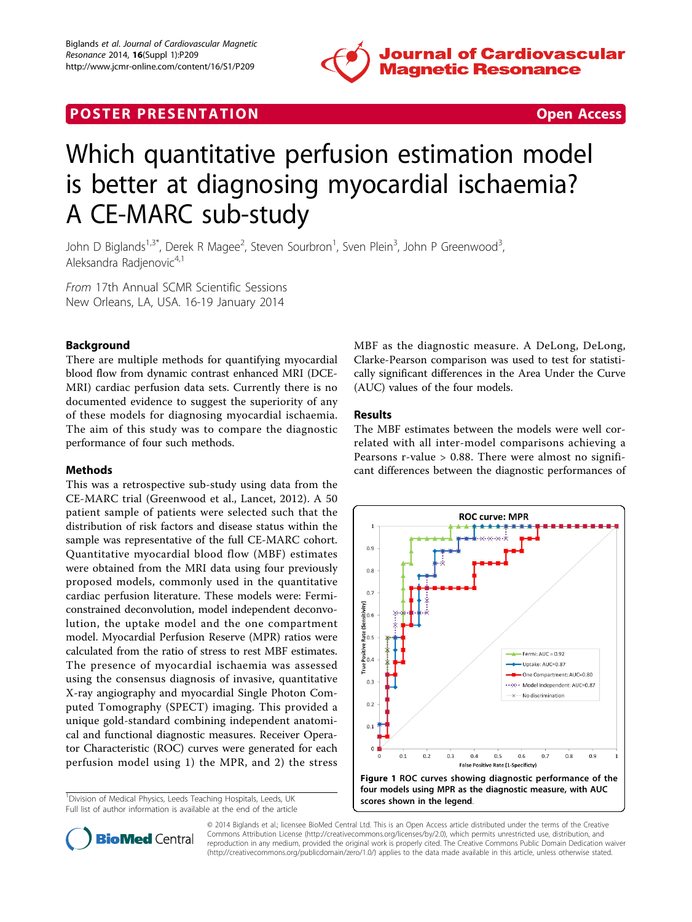POSTER PRESENTATION **Open Access**

# Which quantitative perfusion estimation model is better at diagnosing myocardial ischaemia? A CE-MARC sub-study

John D Biglands[1,3*], Derek R Magee[2], Steven Sourbron[1], Sven Plein[3], John P Greenwood[3], Aleksandra Radjenovic[4,1]

*From* 17th Annual SCMR Scientific Sessions
New Orleans, LA, USA. 16-19 January 2014

## Background

There are multiple methods for quantifying myocardial blood flow from dynamic contrast enhanced MRI (DCE-MRI) cardiac perfusion data sets. Currently there is no documented evidence to suggest the superiority of any of these models for diagnosing myocardial ischaemia. The aim of this study was to compare the diagnostic performance of four such methods.

## Methods

This was a retrospective sub-study using data from the CE-MARC trial (Greenwood et al., Lancet, 2012). A 50 patient sample of patients were selected such that the distribution of risk factors and disease status within the sample was representative of the full CE-MARC cohort. Quantitative myocardial blood flow (MBF) estimates were obtained from the MRI data using four previously proposed models, commonly used in the quantitative cardiac perfusion literature. These models were: Fermi-constrained deconvolution, model independent deconvolution, the uptake model and the one compartment model. Myocardial Perfusion Reserve (MPR) ratios were calculated from the ratio of stress to rest MBF estimates. The presence of myocardial ischaemia was assessed using the consensus diagnosis of invasive, quantitative X-ray angiography and myocardial Single Photon Computed Tomography (SPECT) imaging. This provided a unique gold-standard combining independent anatomical and functional diagnostic measures. Receiver Operator Characteristic (ROC) curves were generated for each perfusion model using 1) the MPR, and 2) the stress MBF as the diagnostic measure. A DeLong, DeLong, Clarke-Pearson comparison was used to test for statistically significant differences in the Area Under the Curve (AUC) values of the four models.

## Results

The MBF estimates between the models were well correlated with all inter-model comparisons achieving a Pearsons r-value > 0.88. There were almost no significant differences between the diagnostic performances of

**Figure 1** ROC curves showing diagnostic performance of the four models using MPR as the diagnostic measure, with AUC scores shown in the legend.

[1]Division of Medical Physics, Leeds Teaching Hospitals, Leeds, UK
Full list of author information is available at the end of the article

© 2014 Biglands et al.; licensee BioMed Central Ltd. This is an Open Access article distributed under the terms of the Creative Commons Attribution License (http://creativecommons.org/licenses/by/2.0), which permits unrestricted use, distribution, and reproduction in any medium, provided the original work is properly cited. The Creative Commons Public Domain Dedication waiver (http://creativecommons.org/publicdomain/zero/1.0/) applies to the data made available in this article, unless otherwise stated.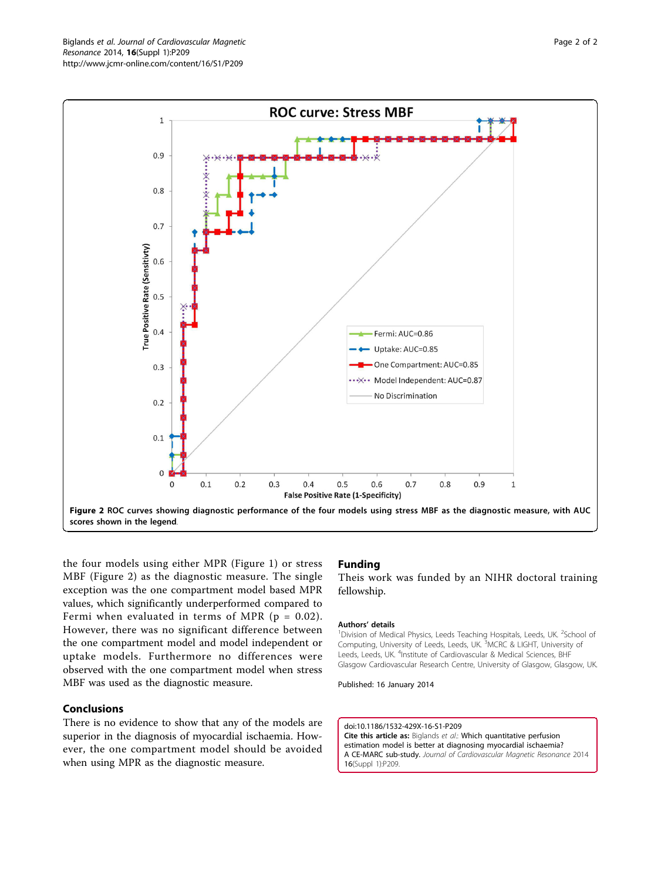ROC curve: Stress MBF

True Positive Rate (Sensitivty)

False Positive Rate (1-Specificity)

0
0.1
0.2
0.3
0.4
0.5
0.6
0.7
0.8
0.9
1

Fermi: AUC=0.86
Uptake: AUC=0.85
One Compartment: AUC=0.85
Model Independent: AUC=0.87
No Discrimination

**Figure 2** ROC curves showing diagnostic performance of the four models using stress MBF as the diagnostic measure, with AUC scores shown in the legend.

the four models using either MPR (Figure 1) or stress MBF (Figure 2) as the diagnostic measure. The single exception was the one compartment model based MPR values, which significantly underperformed compared to Fermi when evaluated in terms of MPR ($p = 0.02$). However, there was no significant difference between the one compartment model and model independent or uptake models. Furthermore no differences were observed with the one compartment model when stress MBF was used as the diagnostic measure.

## Conclusions

There is no evidence to show that any of the models are superior in the diagnosis of myocardial ischaemia. However, the one compartment model should be avoided when using MPR as the diagnostic measure.

## Funding

Theis work was funded by an NIHR doctoral training fellowship.

### Authors' details

[1]Division of Medical Physics, Leeds Teaching Hospitals, Leeds, UK. [2]School of Computing, University of Leeds, Leeds, UK. [3]MCRC & LIGHT, University of Leeds, Leeds, UK. [4]Institute of Cardiovascular & Medical Sciences, BHF Glasgow Cardiovascular Research Centre, University of Glasgow, Glasgow, UK.

Published: 16 January 2014

doi:10.1186/1532-429X-16-S1-P209

**Cite this article as:** Biglands *et al.*: Which quantitative perfusion estimation model is better at diagnosing myocardial ischaemia? A CE-MARC sub-study. *Journal of Cardiovascular Magnetic Resonance* 2014 16(Suppl 1):P209.